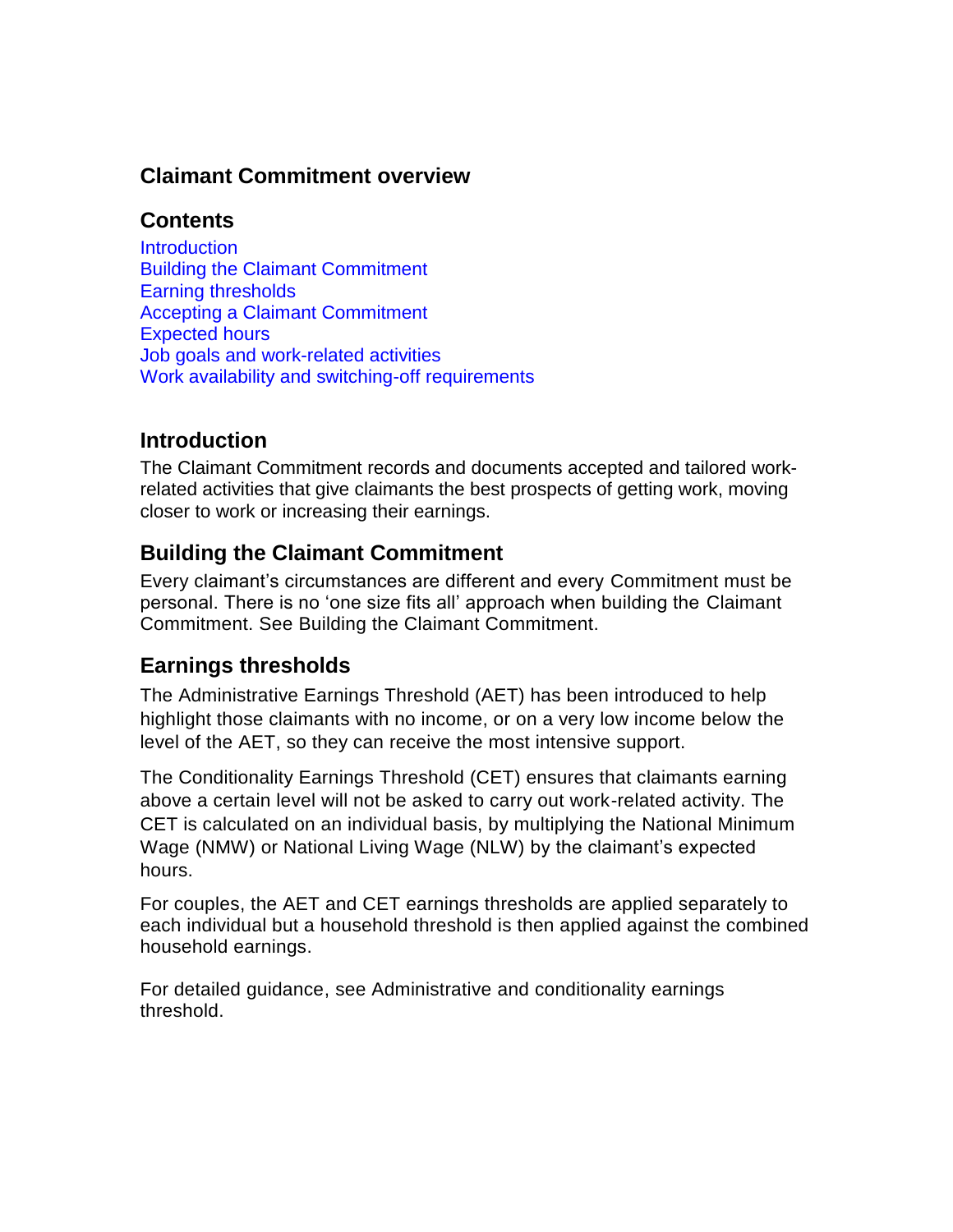## Claimant Commitment overview

### Contents

Introduction
Building the Claimant Commitment
Earning thresholds
Accepting a Claimant Commitment
Expected hours
Job goals and work-related activities
Work availability and switching-off requirements

### Introduction

The Claimant Commitment records and documents accepted and tailored work-related activities that give claimants the best prospects of getting work, moving closer to work or increasing their earnings.

### Building the Claimant Commitment

Every claimant's circumstances are different and every Commitment must be personal. There is no 'one size fits all' approach when building the Claimant Commitment. See Building the Claimant Commitment.

### Earnings thresholds

The Administrative Earnings Threshold (AET) has been introduced to help highlight those claimants with no income, or on a very low income below the level of the AET, so they can receive the most intensive support.

The Conditionality Earnings Threshold (CET) ensures that claimants earning above a certain level will not be asked to carry out work-related activity. The CET is calculated on an individual basis, by multiplying the National Minimum Wage (NMW) or National Living Wage (NLW) by the claimant's expected hours.

For couples, the AET and CET earnings thresholds are applied separately to each individual but a household threshold is then applied against the combined household earnings.

For detailed guidance, see Administrative and conditionality earnings threshold.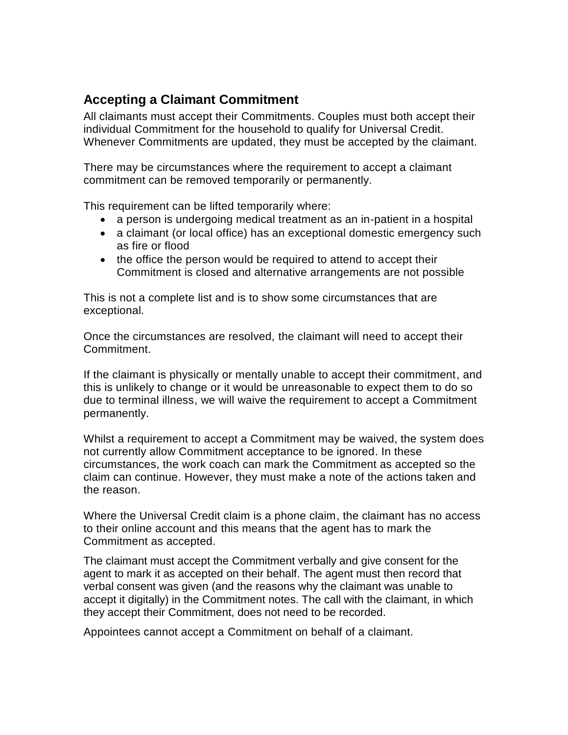## Accepting a Claimant Commitment

All claimants must accept their Commitments. Couples must both accept their individual Commitment for the household to qualify for Universal Credit. Whenever Commitments are updated, they must be accepted by the claimant.

There may be circumstances where the requirement to accept a claimant commitment can be removed temporarily or permanently.

This requirement can be lifted temporarily where:

- a person is undergoing medical treatment as an in-patient in a hospital
- a claimant (or local office) has an exceptional domestic emergency such as fire or flood
- the office the person would be required to attend to accept their Commitment is closed and alternative arrangements are not possible

This is not a complete list and is to show some circumstances that are exceptional.

Once the circumstances are resolved, the claimant will need to accept their Commitment.

If the claimant is physically or mentally unable to accept their commitment, and this is unlikely to change or it would be unreasonable to expect them to do so due to terminal illness, we will waive the requirement to accept a Commitment permanently.

Whilst a requirement to accept a Commitment may be waived, the system does not currently allow Commitment acceptance to be ignored. In these circumstances, the work coach can mark the Commitment as accepted so the claim can continue. However, they must make a note of the actions taken and the reason.

Where the Universal Credit claim is a phone claim, the claimant has no access to their online account and this means that the agent has to mark the Commitment as accepted.

The claimant must accept the Commitment verbally and give consent for the agent to mark it as accepted on their behalf. The agent must then record that verbal consent was given (and the reasons why the claimant was unable to accept it digitally) in the Commitment notes. The call with the claimant, in which they accept their Commitment, does not need to be recorded.

Appointees cannot accept a Commitment on behalf of a claimant.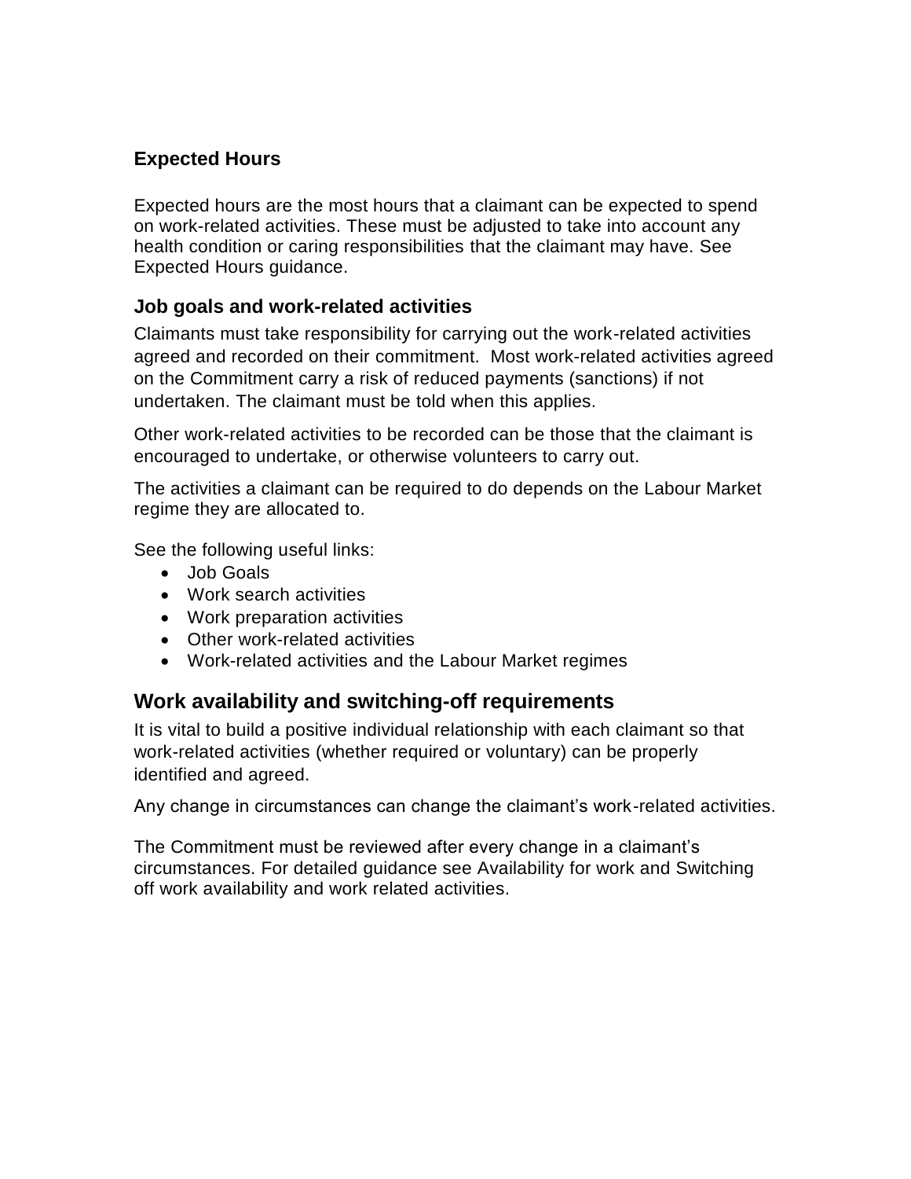### Expected Hours

Expected hours are the most hours that a claimant can be expected to spend on work-related activities. These must be adjusted to take into account any health condition or caring responsibilities that the claimant may have. See Expected Hours guidance.

### Job goals and work-related activities

Claimants must take responsibility for carrying out the work-related activities agreed and recorded on their commitment. Most work-related activities agreed on the Commitment carry a risk of reduced payments (sanctions) if not undertaken. The claimant must be told when this applies.

Other work-related activities to be recorded can be those that the claimant is encouraged to undertake, or otherwise volunteers to carry out.

The activities a claimant can be required to do depends on the Labour Market regime they are allocated to.

See the following useful links:

- Job Goals
- Work search activities
- Work preparation activities
- Other work-related activities
- Work-related activities and the Labour Market regimes

## Work availability and switching-off requirements

It is vital to build a positive individual relationship with each claimant so that work-related activities (whether required or voluntary) can be properly identified and agreed.

Any change in circumstances can change the claimant's work-related activities.

The Commitment must be reviewed after every change in a claimant's circumstances. For detailed guidance see Availability for work and Switching off work availability and work related activities.